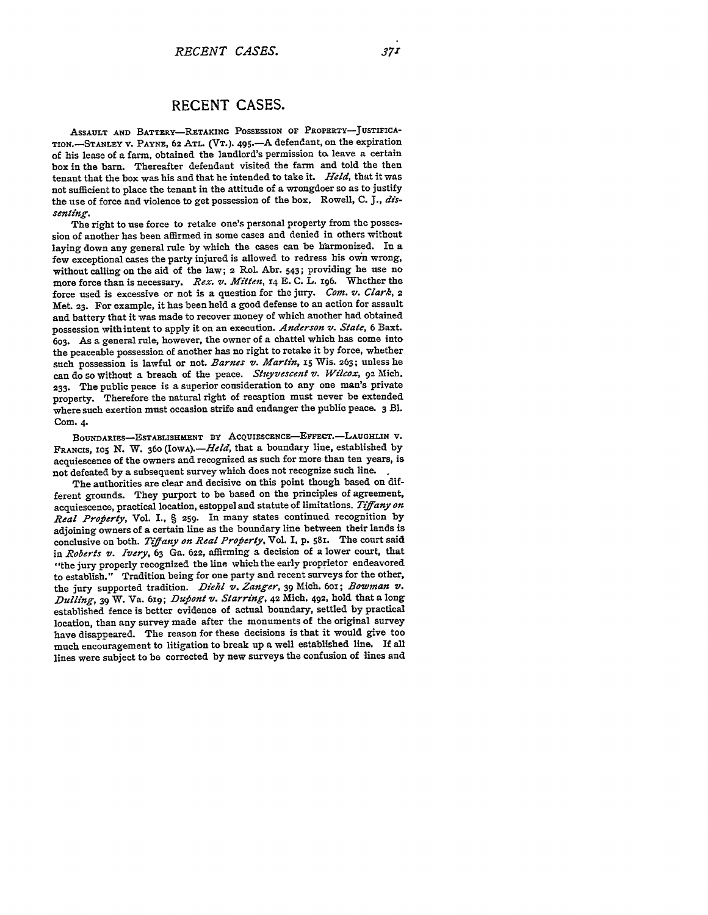# RECENT CASES.

ASSAULT AND BATTERY—RETAKING POSSESSION OF PROPERTY—JUSTIFICATION.—STANLEY v. PAYNE, 62 ATL. (VT.). 495.—A defendant, on the expiration of his lease of a farm, obtained the landlord's permission to leave a certain box in the barn. Thereafter defendant visited the farm and told the then tenant that the box was his and that he intended to take it. *Held*, that it was not sufficient to place the tenant in the attitude of a wrongdoer so as to justify the use of force and violence to get possession of the box. Rowell, C. J., *dissenting*.

The right to use force to retake one's personal property from the possession of another has been affirmed in some cases and denied in others without laying down any general rule by which the cases can be harmonized. In a few exceptional cases the party injured is allowed to redress his own wrong, without calling on the aid of the law; 2 Rol. Abr. 543; providing he use no more force than is necessary. *Rex. v. Mitten*, 14 E. C. L. 196. Whether the force used is excessive or not is a question for the jury. *Com. v. Clark*, 2 Met. 23. For example, it has been held a good defense to an action for assault and battery that it was made to recover money of which another had obtained possession with intent to apply it on an execution. *Anderson v. State*, 6 Baxt. 603. As a general rule, however, the owner of a chattel which has come into the peaceable possession of another has no right to retake it by force, whether such possession is lawful or not. *Barnes v. Martin*, 15 Wis. 263; unless he can do so without a breach of the peace. *Stuyvescent v. Wilcox*, 92 Mich. 233. The public peace is a superior consideration to any one man's private property. Therefore the natural right of recaption must never be extended where such exertion must occasion strife and endanger the public peace. 3 Bl. Com. 4.

BOUNDARIES—ESTABLISHMENT BY ACQUIESCENCE—EFFECT.—LAUGHLIN v. FRANCIS, 105 N. W. 360 (IOWA).—*Held*, that a boundary line, established by acquiescence of the owners and recognized as such for more than ten years, is not defeated by a subsequent survey which does not recognize such line.

The authorities are clear and decisive on this point though based on different grounds. They purport to be based on the principles of agreement, acquiescence, practical location, estoppel and statute of limitations. *Tiffany on Real Property*, Vol. I., § 259. In many states continued recognition by adjoining owners of a certain line as the boundary line between their lands is conclusive on both. *Tiffany on Real Property*, Vol. I, p. 581. The court said in *Roberts v. Ivery*, 63 Ga. 622, affirming a decision of a lower court, that "the jury properly recognized the line which the early proprietor endeavored to establish." Tradition being for one party and recent surveys for the other, the jury supported tradition. *Diehl v. Zanger*, 39 Mich. 601; *Bowman v. Dulling*, 39 W. Va. 619; *Dupont v. Starring*, 42 Mich. 492, hold that a long established fence is better evidence of actual boundary, settled by practical location, than any survey made after the monuments of the original survey have disappeared. The reason for these decisions is that it would give too much encouragement to litigation to break up a well established line. If all lines were subject to be corrected by new surveys the confusion of lines and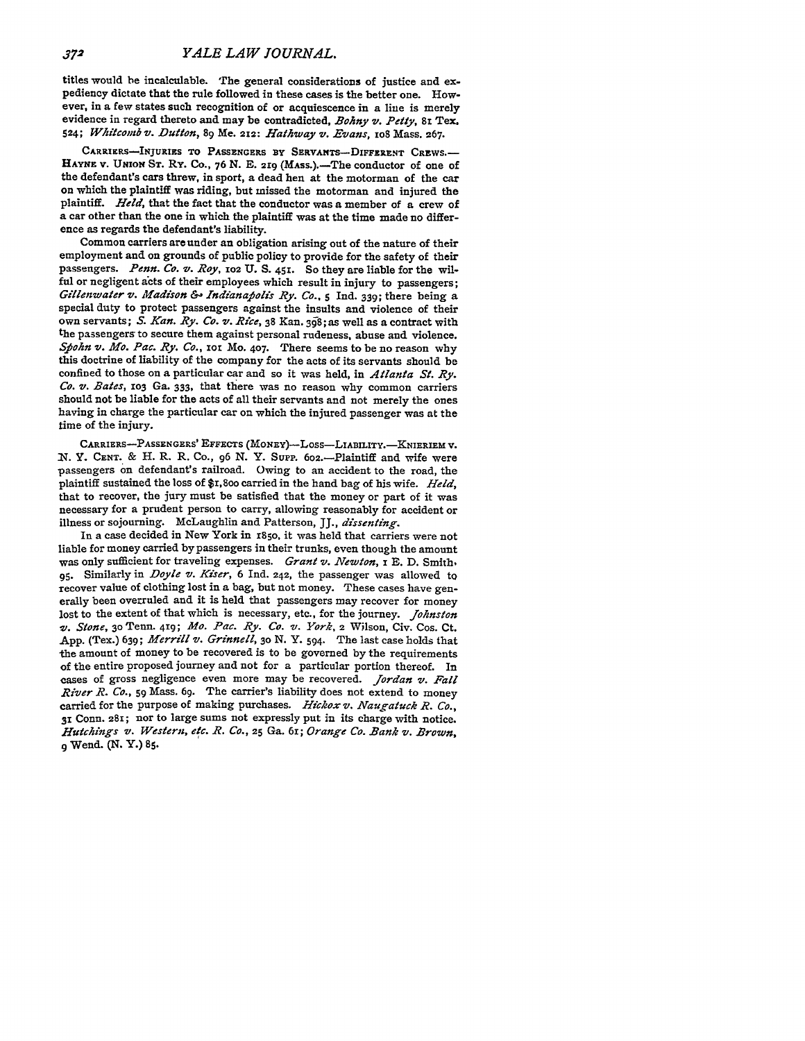titles would be incalculable. The general considerations of justice and expediency dictate that the rule followed in these cases is the better one. However, in a few states such recognition of or acquiescence in a line is merely evidence in regard thereto and may be contradicted, *Bohny v. Petty*, 81 Tex. 524; *Whitcomb v. Dutton*, 89 Me. 212: *Hathway v. Evans*, 108 Mass. 267.

CARRIERS—INJURIES TO PASSENGERS BY SERVANTS—DIFFERENT CREWS.—HAYNE v. UNION ST. RY. CO., 76 N. E. 219 (MASS.).—The conductor of one of the defendant's cars threw, in sport, a dead hen at the motorman of the car on which the plaintiff was riding, but missed the motorman and injured the plaintiff. *Held*, that the fact that the conductor was a member of a crew of a car other than the one in which the plaintiff was at the time made no difference as regards the defendant's liability.

Common carriers are under an obligation arising out of the nature of their employment and on grounds of public policy to provide for the safety of their passengers. *Penn. Co. v. Roy*, 102 U. S. 451. So they are liable for the wilful or negligent acts of their employees which result in injury to passengers; *Gillenwater v. Madison & Indianapolis Ry. Co.*, 5 Ind. 339; there being a special duty to protect passengers against the insults and violence of their own servants; *S. Kan. Ry. Co. v. Rice*, 38 Kan. 398; as well as a contract with the passengers to secure them against personal rudeness, abuse and violence. *Spohn v. Mo. Pac. Ry. Co.*, 101 Mo. 407. There seems to be no reason why this doctrine of liability of the company for the acts of its servants should be confined to those on a particular car and so it was held, in *Atlanta St. Ry. Co. v. Bates*, 103 Ga. 333, that there was no reason why common carriers should not be liable for the acts of all their servants and not merely the ones having in charge the particular car on which the injured passenger was at the time of the injury.

CARRIERS—PASSENGERS' EFFECTS (MONEY)—LOSS—LIABILITY.—KNIERIEM v. N. Y. CENT. & H. R. R. CO., 96 N. Y. SUPP. 602.—Plaintiff and wife were passengers on defendant's railroad. Owing to an accident to the road, the plaintiff sustained the loss of $1,800 carried in the hand bag of his wife. *Held*, that to recover, the jury must be satisfied that the money or part of it was necessary for a prudent person to carry, allowing reasonably for accident or illness or sojourning. McLaughlin and Patterson, JJ., *dissenting*.

In a case decided in New York in 1850, it was held that carriers were not liable for money carried by passengers in their trunks, even though the amount was only sufficient for traveling expenses. *Grant v. Newton*, 1 E. D. Smith, 95. Similarly in *Doyle v. Kiser*, 6 Ind. 242, the passenger was allowed to recover value of clothing lost in a bag, but not money. These cases have generally been overruled and it is held that passengers may recover for money lost to the extent of that which is necessary, etc., for the journey. *Johnston v. Stone*, 30 Tenn. 419; *Mo. Pac. Ry. Co. v. York*, 2 Wilson, Civ. Cos. Ct. App. (Tex.) 639; *Merrill v. Grinnell*, 30 N. Y. 594. The last case holds that the amount of money to be recovered is to be governed by the requirements of the entire proposed journey and not for a particular portion thereof. In cases of gross negligence even more may be recovered. *Jordan v. Fall River R. Co.*, 59 Mass. 69. The carrier's liability does not extend to money carried for the purpose of making purchases. *Hickox v. Naugatuck R. Co.*, 31 Conn. 281; nor to large sums not expressly put in its charge with notice. *Hutchings v. Western, etc. R. Co.*, 25 Ga. 61; *Orange Co. Bank v. Brown*, 9 Wend. (N. Y.) 85.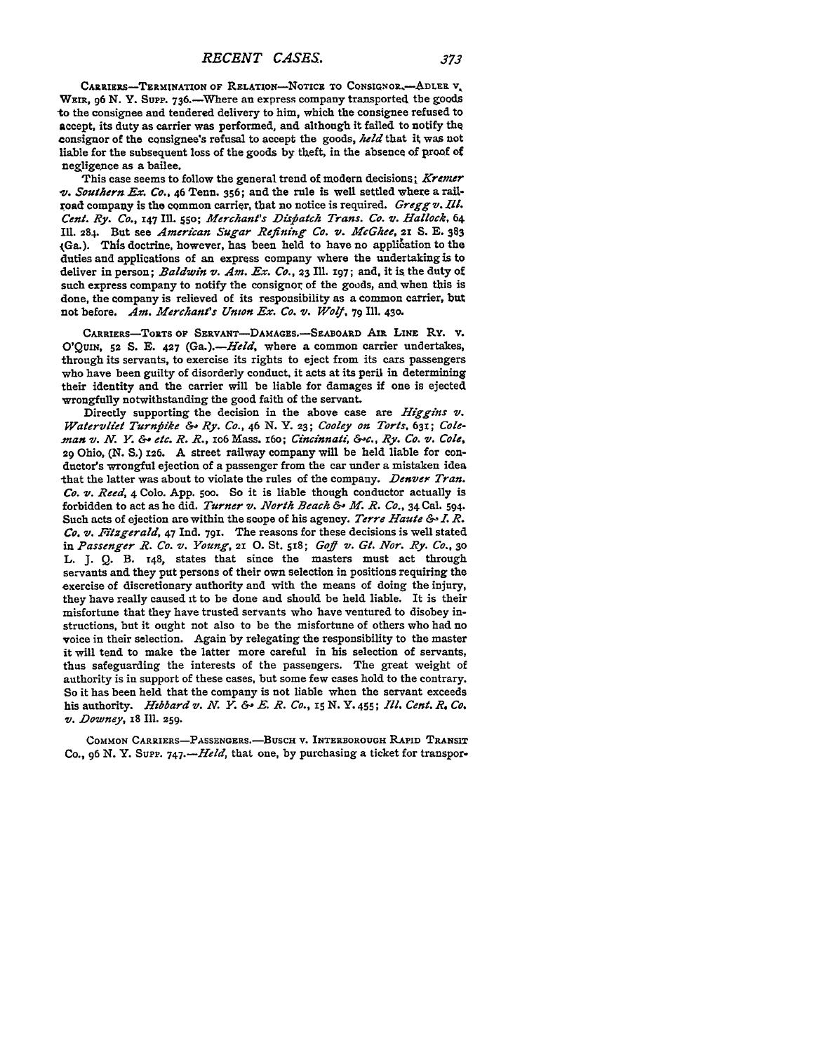CARRIERS—TERMINATION OF RELATION—NOTICE TO CONSIGNOR.—ADLER V. WEIR, 96 N. Y. SUPP. 736.—Where an express company transported the goods to the consignee and tendered delivery to him, which the consignee refused to accept, its duty as carrier was performed, and although it failed to notify the consignor of the consignee's refusal to accept the goods, *held* that it was not liable for the subsequent loss of the goods by theft, in the absence of proof of negligence as a bailee.

This case seems to follow the general trend of modern decisions; *Kremer v. Southern Ex. Co.*, 46 Tenn. 356; and the rule is well settled where a railroad company is the common carrier, that no notice is required. *Gregg v. Ill. Cent. Ry. Co.*, 147 Ill. 550; *Merchant's Dispatch Trans. Co. v. Hallock*, 64 Ill. 284. But see *American Sugar Refining Co. v. McGhee*, 21 S. E. 383 (Ga.). This doctrine, however, has been held to have no application to the duties and applications of an express company where the undertaking is to deliver in person; *Baldwin v. Am. Ex. Co.*, 23 Ill. 197; and, it is the duty of such express company to notify the consignor of the goods, and when this is done, the company is relieved of its responsibility as a common carrier, but not before. *Am. Merchant's Union Ex. Co. v. Wolf*, 79 Ill. 430.

CARRIERS—TORTS OF SERVANT—DAMAGES.—SEABOARD AIR LINE RY. V. O'QUIN, 52 S. E. 427 (Ga.).—*Held*, where a common carrier undertakes, through its servants, to exercise its rights to eject from its cars passengers who have been guilty of disorderly conduct, it acts at its peril in determining their identity and the carrier will be liable for damages if one is ejected wrongfully notwithstanding the good faith of the servant.

Directly supporting the decision in the above case are *Higgins v. Watervliet Turnpike & Ry. Co.*, 46 N. Y. 23; *Cooley on Torts*, 631; *Coleman v. N. Y. & etc. R. R.*, 106 Mass. 160; *Cincinnati, &c., Ry. Co. v. Cole*, 29 Ohio, (N. S.) 126. A street railway company will be held liable for conductor's wrongful ejection of a passenger from the car under a mistaken idea that the latter was about to violate the rules of the company. *Denver Tran. Co. v. Reed*, 4 Colo. App. 500. So it is liable though conductor actually is forbidden to act as he did. *Turner v. North Beach & M. R. Co.*, 34 Cal. 594. Such acts of ejection are within the scope of his agency. *Terre Haute & I. R. Co. v. Fitzgerald*, 47 Ind. 791. The reasons for these decisions is well stated in *Passenger R. Co. v. Young*, 21 O. St. 518; *Goff v. Gt. Nor. Ry. Co.*, 30 L. J. Q. B. 148, states that since the masters must act through servants and they put persons of their own selection in positions requiring the exercise of discretionary authority and with the means of doing the injury, they have really caused it to be done and should be held liable. It is their misfortune that they have trusted servants who have ventured to disobey instructions, but it ought not also to be the misfortune of others who had no voice in their selection. Again by relegating the responsibility to the master it will tend to make the latter more careful in his selection of servants, thus safeguarding the interests of the passengers. The great weight of authority is in support of these cases, but some few cases hold to the contrary. So it has been held that the company is not liable when the servant exceeds his authority. *Hibbard v. N. Y. & E. R. Co.*, 15 N. Y. 455; *Ill. Cent. R. Co. v. Downey*, 18 Ill. 259.

COMMON CARRIERS—PASSENGERS.—BUSCH V. INTERBOROUGH RAPID TRANSIT CO., 96 N. Y. SUPP. 747.—*Held*, that one, by purchasing a ticket for transpor-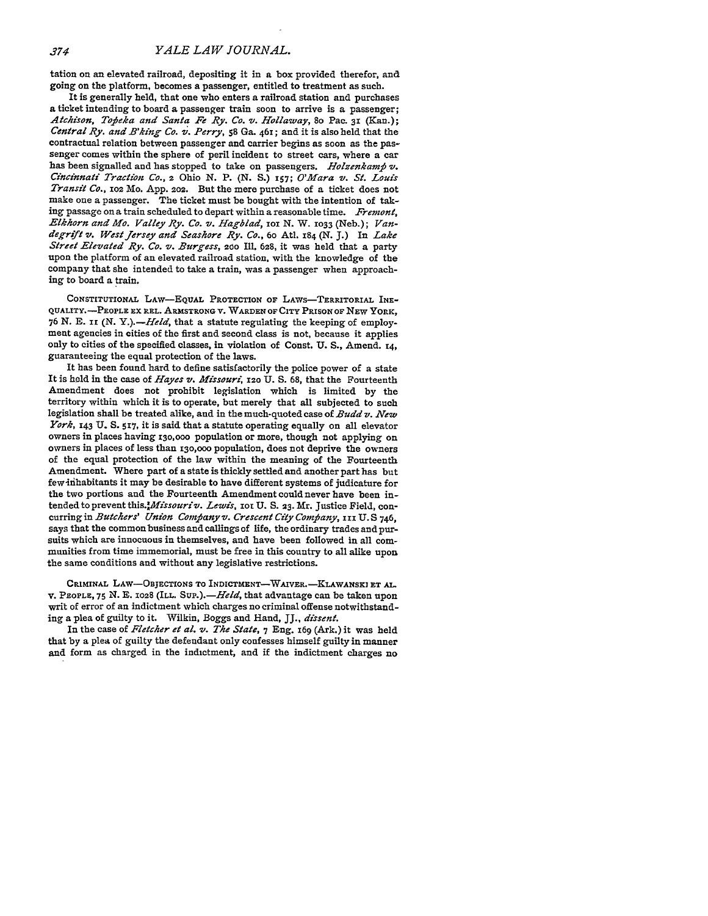tation on an elevated railroad, depositing it in a box provided therefor, and going on the platform, becomes a passenger, entitled to treatment as such.

It is generally held, that one who enters a railroad station and purchases a ticket intending to board a passenger train soon to arrive is a passenger; *Atchison, Topeka and Santa Fe Ry. Co. v. Hollaway*, 80 Pac. 31 (Kan.); *Central Ry. and B'king Co. v. Perry*, 58 Ga. 461; and it is also held that the contractual relation between passenger and carrier begins as soon as the passenger comes within the sphere of peril incident to street cars, where a car has been signalled and has stopped to take on passengers. *Holzenkamp v. Cincinnati Traction Co.*, 2 Ohio N. P. (N. S.) 157; *O'Mara v. St. Louis Transit Co.*, 102 Mo. App. 202. But the mere purchase of a ticket does not make one a passenger. The ticket must be bought with the intention of taking passage on a train scheduled to depart within a reasonable time. *Fremont, Elkhorn and Mo. Valley Ry. Co. v. Hagblad*, 101 N. W. 1033 (Neb.); *Vandegrift v. West Jersey and Seashore Ry. Co.*, 60 Atl. 184 (N. J.) In *Lake Street Elevated Ry. Co. v. Burgess*, 200 Ill. 628, it was held that a party upon the platform of an elevated railroad station, with the knowledge of the company that she intended to take a train, was a passenger when approaching to board a train.

CONSTITUTIONAL LAW—EQUAL PROTECTION OF LAWS—TERRITORIAL INEQUALITY.—PEOPLE EX REL. ARMSTRONG V. WARDEN OF CITY PRISON OF NEW YORK, 76 N. E. 11 (N. Y.).—*Held*, that a statute regulating the keeping of employment agencies in cities of the first and second class is not, because it applies only to cities of the specified classes, in violation of Const. U. S., Amend. 14, guaranteeing the equal protection of the laws.

It has been found hard to define satisfactorily the police power of a state It is held in the case of *Hayes v. Missouri*, 120 U. S. 68, that the Fourteenth Amendment does not prohibit legislation which is limited by the territory within which it is to operate, but merely that all subjected to such legislation shall be treated alike, and in the much-quoted case of *Budd v. New York*, 143 U. S. 517, it is said that a statute operating equally on all elevator owners in places having 130,000 population or more, though not applying on owners in places of less than 130,000 population, does not deprive the owners of the equal protection of the law within the meaning of the Fourteenth Amendment. Where part of a state is thickly settled and another part has but few inhabitants it may be desirable to have different systems of judicature for the two portions and the Fourteenth Amendment could never have been intended to prevent this. *Missouri v. Lewis*, 101 U. S. 23. Mr. Justice Field, concurring in *Butchers' Union Company v. Crescent City Company*, 111 U. S 746, says that the common business and callings of life, the ordinary trades and pursuits which are innocuous in themselves, and have been followed in all communities from time immemorial, must be free in this country to all alike upon the same conditions and without any legislative restrictions.

CRIMINAL LAW—OBJECTIONS TO INDICTMENT—WAIVER.—KLAWANSKI ET AL. V. PEOPLE, 75 N. E. 1028 (ILL. SUP.).—*Held*, that advantage can be taken upon writ of error of an indictment which charges no criminal offense notwithstanding a plea of guilty to it. Wilkin, Boggs and Hand, JJ., *dissent*.

In the case of *Fletcher et al. v. The State*, 7 Eng. 169 (Ark.) it was held that by a plea of guilty the defendant only confesses himself guilty in manner and form as charged in the indictment, and if the indictment charges no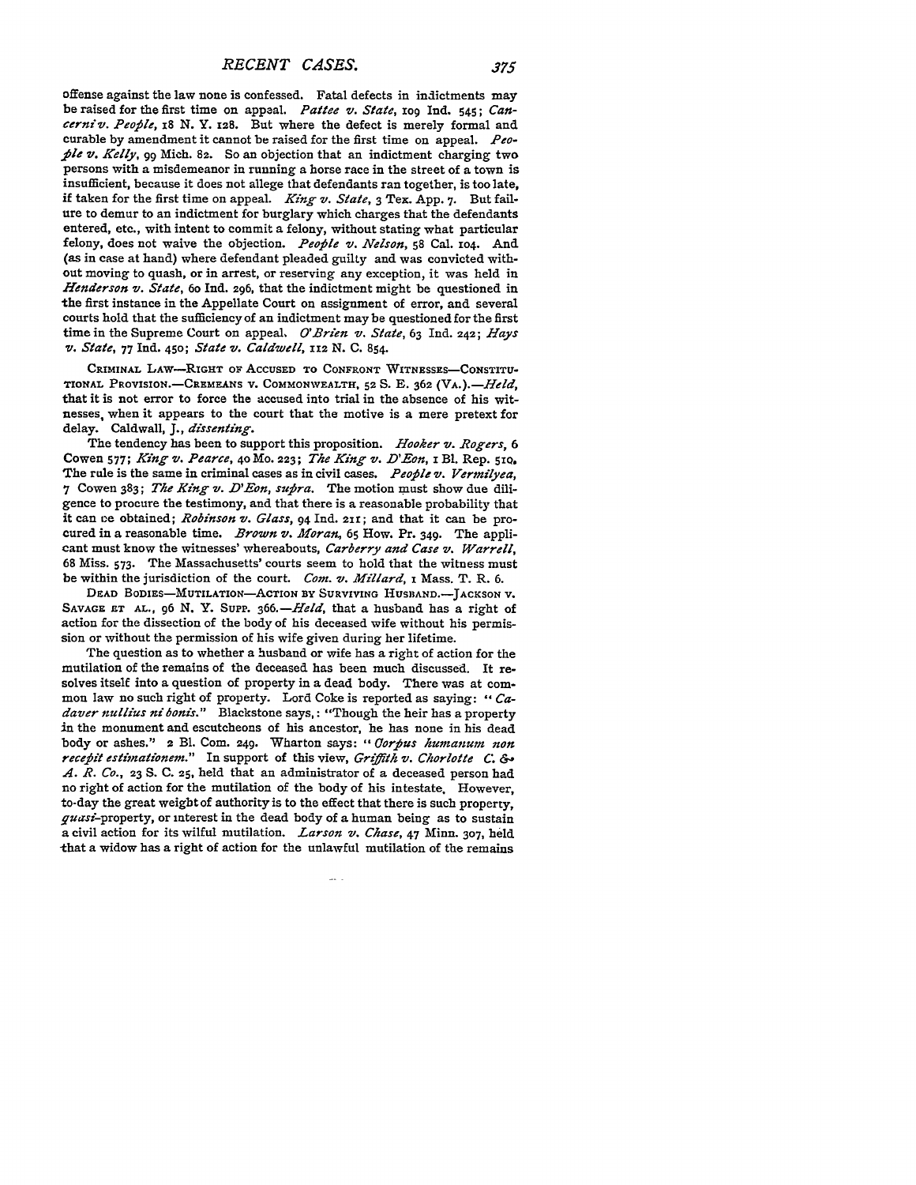offense against the law none is confessed. Fatal defects in indictments may be raised for the first time on appeal. *Pattee v. State*, 109 Ind. 545; *Cancerni v. People*, 18 N. Y. 128. But where the defect is merely formal and curable by amendment it cannot be raised for the first time on appeal. *People v. Kelly*, 99 Mich. 82. So an objection that an indictment charging two persons with a misdemeanor in running a horse race in the street of a town is insufficient, because it does not allege that defendants ran together, is too late, if taken for the first time on appeal. *King v. State*, 3 Tex. App. 7. But failure to demur to an indictment for burglary which charges that the defendants entered, etc., with intent to commit a felony, without stating what particular felony, does not waive the objection. *People v. Nelson*, 58 Cal. 104. And (as in case at hand) where defendant pleaded guilty and was convicted without moving to quash, or in arrest, or reserving any exception, it was held in *Henderson v. State*, 60 Ind. 296, that the indictment might be questioned in the first instance in the Appellate Court on assignment of error, and several courts hold that the sufficiency of an indictment may be questioned for the first time in the Supreme Court on appeal. *O'Brien v. State*, 63 Ind. 242; *Hays v. State*, 77 Ind. 450; *State v. Caldwell*, 112 N. C. 854.

CRIMINAL LAW—RIGHT OF ACCUSED TO CONFRONT WITNESSES—CONSTITUTIONAL PROVISION.—CREMEANS v. COMMONWEALTH, 52 S. E. 362 (VA.).—*Held*, that it is not error to force the accused into trial in the absence of his witnesses, when it appears to the court that the motive is a mere pretext for delay. Caldwall, J., *dissenting*.

The tendency has been to support this proposition. *Hooker v. Rogers*, 6 Cowen 577; *King v. Pearce*, 40 Mo. 223; *The King v. D'Eon*, 1 Bl. Rep. 510. The rule is the same in criminal cases as in civil cases. *People v. Vermilyea*, 7 Cowen 383; *The King v. D'Eon*, *supra*. The motion must show due diligence to procure the testimony, and that there is a reasonable probability that it can be obtained; *Robinson v. Glass*, 94 Ind. 211; and that it can be procured in a reasonable time. *Brown v. Moran*, 65 How. Pr. 349. The applicant must know the witnesses' whereabouts, *Carberry and Case v. Warrell*, 68 Miss. 573. The Massachusetts' courts seem to hold that the witness must be within the jurisdiction of the court. *Com. v. Millard*, 1 Mass. T. R. 6.

DEAD BODIES—MUTILATION—ACTION BY SURVIVING HUSBAND.—JACKSON v. SAVAGE ET AL., 96 N. Y. SUPP. 366.—*Held*, that a husband has a right of action for the dissection of the body of his deceased wife without his permission or without the permission of his wife given during her lifetime.

The question as to whether a husband or wife has a right of action for the mutilation of the remains of the deceased has been much discussed. It resolves itself into a question of property in a dead body. There was at common law no such right of property. Lord Coke is reported as saying: "*Cadaver nullius ni bonis*." Blackstone says,: "Though the heir has a property in the monument and escutcheons of his ancestor, he has none in his dead body or ashes." 2 Bl. Com. 249. Wharton says: "*Corpus humanum non recepit estimationem*." In support of this view, *Griffith v. Chorlotte C. & A. R. Co.*, 23 S. C. 25, held that an administrator of a deceased person had no right of action for the mutilation of the body of his intestate. However, to-day the great weight of authority is to the effect that there is such property, *quasi*-property, or interest in the dead body of a human being as to sustain a civil action for its wilful mutilation. *Larson v. Chase*, 47 Minn. 307, held that a widow has a right of action for the unlawful mutilation of the remains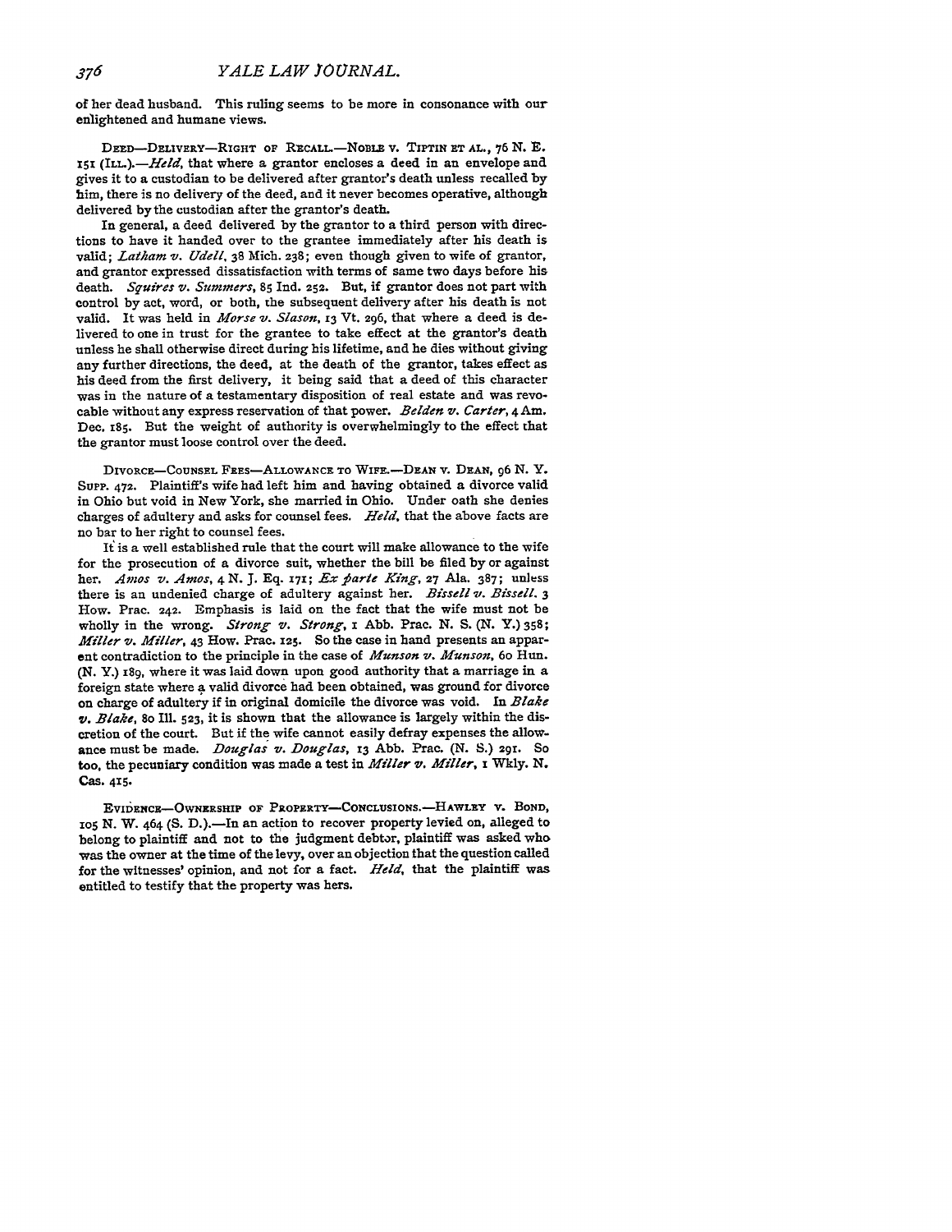of her dead husband. This ruling seems to be more in consonance with our enlightened and humane views.

DEED—DELIVERY—RIGHT OF RECALL.—NOBLE v. TIPTIN ET AL., 76 N. E. 151 (ILL.).—*Held*, that where a grantor encloses a deed in an envelope and gives it to a custodian to be delivered after grantor's death unless recalled by him, there is no delivery of the deed, and it never becomes operative, although delivered by the custodian after the grantor's death.

In general, a deed delivered by the grantor to a third person with directions to have it handed over to the grantee immediately after his death is valid; *Latham v. Udell*, 38 Mich. 238; even though given to wife of grantor, and grantor expressed dissatisfaction with terms of same two days before his death. *Squires v. Summers*, 85 Ind. 252. But, if grantor does not part with control by act, word, or both, the subsequent delivery after his death is not valid. It was held in *Morse v. Slason*, 13 Vt. 296, that where a deed is delivered to one in trust for the grantee to take effect at the grantor's death unless he shall otherwise direct during his lifetime, and he dies without giving any further directions, the deed, at the death of the grantor, takes effect as his deed from the first delivery, it being said that a deed of this character was in the nature of a testamentary disposition of real estate and was revocable without any express reservation of that power. *Belden v. Carter*, 4 Am. Dec. 185. But the weight of authority is overwhelmingly to the effect that the grantor must loose control over the deed.

DIVORCE—COUNSEL FEES—ALLOWANCE TO WIFE.—DEAN v. DEAN, 96 N. Y. SUPP. 472. Plaintiff's wife had left him and having obtained a divorce valid in Ohio but void in New York, she married in Ohio. Under oath she denies charges of adultery and asks for counsel fees. *Held*, that the above facts are no bar to her right to counsel fees.

It is a well established rule that the court will make allowance to the wife for the prosecution of a divorce suit, whether the bill be filed by or against her. *Amos v. Amos*, 4 N. J. Eq. 171; *Ex parte King*, 27 Ala. 387; unless there is an undenied charge of adultery against her. *Bissell v. Bissell*, 3 How. Prac. 242. Emphasis is laid on the fact that the wife must not be wholly in the wrong. *Strong v. Strong*, 1 Abb. Prac. N. S. (N. Y.) 358; *Miller v. Miller*, 43 How. Prac. 125. So the case in hand presents an apparent contradiction to the principle in the case of *Munson v. Munson*, 60 Hun. (N. Y.) 189, where it was laid down upon good authority that a marriage in a foreign state where a valid divorce had been obtained, was ground for divorce on charge of adultery if in original domicile the divorce was void. In *Blake v. Blake*, 80 Ill. 523, it is shown that the allowance is largely within the discretion of the court. But if the wife cannot easily defray expenses the allowance must be made. *Douglas v. Douglas*, 13 Abb. Prac. (N. S.) 291. So too, the pecuniary condition was made a test in *Miller v. Miller*, 1 Wkly. N. Cas. 415.

EVIDENCE—OWNERSHIP OF PROPERTY—CONCLUSIONS.—HAWLEY v. BOND, 105 N. W. 464 (S. D.).—In an action to recover property levied on, alleged to belong to plaintiff and not to the judgment debtor, plaintiff was asked who was the owner at the time of the levy, over an objection that the question called for the witnesses' opinion, and not for a fact. *Held*, that the plaintiff was entitled to testify that the property was hers.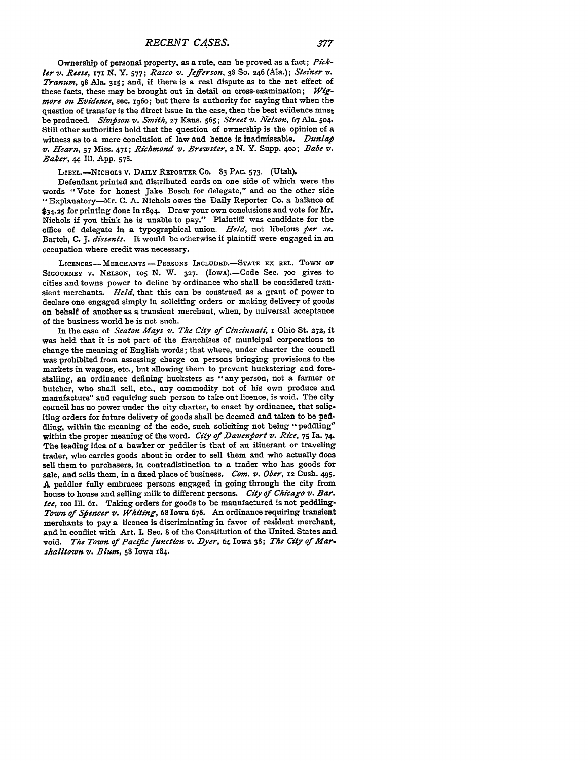Ownership of personal property, as a rule, can be proved as a fact; *Pickler v. Reese*, 171 N. Y. 577; *Rasco v. Jefferson*, 38 So. 246 (Ala.); *Steiner v. Tranum*, 98 Ala. 315; and, if there is a real dispute as to the net effect of these facts, these may be brought out in detail on cross-examination; *Wigmore on Evidence*, sec. 1960; but there is authority for saying that when the question of transfer is the direct issue in the case, then the best evidence must be produced. *Simpson v. Smith*, 27 Kans. 565; *Street v. Nelson*, 67 Ala. 504. Still other authorities hold that the question of ownership is the opinion of a witness as to a mere conclusion of law and hence is inadmissable. *Dunlap v. Hearn*, 37 Miss. 471; *Richmond v. Brewster*, 2 N. Y. Supp. 400; *Babe v. Baker*, 44 Ill. App. 578.

LIBEL.—NICHOLS V. DAILY REPORTER CO. 83 PAC. 573. (Utah).

Defendant printed and distributed cards on one side of which were the words "Vote for honest Jake Bosch for delegate," and on the other side "Explanatory—Mr. C. A. Nichols owes the Daily Reporter Co. a balance of $34.25 for printing done in 1894. Draw your own conclusions and vote for Mr. Nichols if you think he is unable to pay." Plaintiff was candidate for the office of delegate in a typographical union. *Held*, not libelous *per se*. Bartch, C. J. *dissents*. It would be otherwise if plaintiff were engaged in an occupation where credit was necessary.

LICENCES—MERCHANTS—PERSONS INCLUDED.—STATE EX REL. TOWN OF SIGOURNEY V. NELSON, 105 N. W. 327. (IOWA).—Code Sec. 700 gives to cities and towns power to define by ordinance who shall be considered transient merchants. *Held*, that this can be construed as a grant of power to declare one engaged simply in soliciting orders or making delivery of goods on behalf of another as a transient merchant, when, by universal acceptance of the business world he is not such.

In the case of *Seaton Mays v. The City of Cincinnati*, 1 Ohio St. 272, it was held that it is not part of the franchises of municipal corporations to change the meaning of English words; that where, under charter the council was prohibited from assessing charge on persons bringing provisions to the markets in wagons, etc., but allowing them to prevent huckstering and forestalling, an ordinance defining hucksters as "any person, not a farmer or butcher, who shall sell, etc., any commodity not of his own produce and manufacture" and requiring such person to take out licence, is void. The city council has no power under the city charter, to enact by ordinance, that soliciting orders for future delivery of goods shall be deemed and taken to be peddling, within the meaning of the code, such soliciting not being "peddling" within the proper meaning of the word. *City of Davenport v. Rice*, 75 Ia. 74. The leading idea of a hawker or peddler is that of an itinerant or traveling trader, who carries goods about in order to sell them and who actually does sell them to purchasers, in contradistinction to a trader who has goods for sale, and sells them, in a fixed place of business. *Com. v. Ober*, 12 Cush. 495. A peddler fully embraces persons engaged in going through the city from house to house and selling milk to different persons. *City of Chicago v. Bartee*, 100 Ill. 61. Taking orders for goods to be manufactured is not peddling. *Town of Spencer v. Whiting*, 68 Iowa 678. An ordinance requiring transient merchants to pay a licence is discriminating in favor of resident merchant, and in conflict with Art. I. Sec. 8 of the Constitution of the United States and void. *The Town of Pacific Junction v. Dyer*, 64 Iowa 38; *The City of Marshalltown v. Blum*, 58 Iowa 184.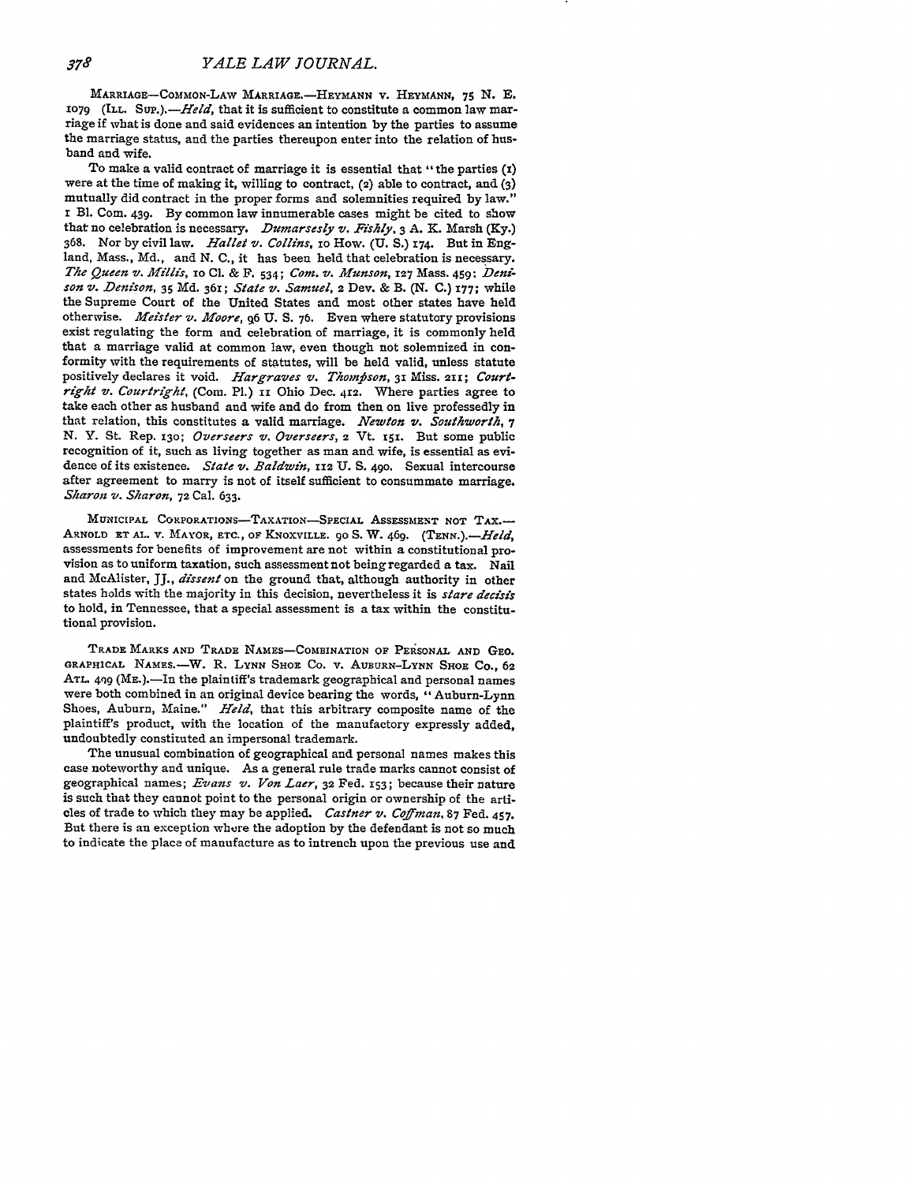MARRIAGE—COMMON-LAW MARRIAGE.—HEYMANN v. HEYMANN, 75 N. E. 1079 (ILL. SUP.).—*Held*, that it is sufficient to constitute a common law marriage if what is done and said evidences an intention by the parties to assume the marriage status, and the parties thereupon enter into the relation of husband and wife.

To make a valid contract of marriage it is essential that "the parties (1) were at the time of making it, willing to contract, (2) able to contract, and (3) mutually did contract in the proper forms and solemnities required by law." 1 Bl. Com. 439. By common law innumerable cases might be cited to show that no celebration is necessary. *Dumarsesly v. Fishly*, 3 A. K. Marsh (Ky.) 368. Nor by civil law. *Hallet v. Collins*, 10 How. (U. S.) 174. But in England, Mass., Md., and N. C., it has been held that celebration is necessary. *The Queen v. Millis*, 10 Cl. & F. 534; *Com. v. Munson*, 127 Mass. 459; *Denison v. Denison*, 35 Md. 361; *State v. Samuel*, 2 Dev. & B. (N. C.) 177; while the Supreme Court of the United States and most other states have held otherwise. *Meister v. Moore*, 96 U. S. 76. Even where statutory provisions exist regulating the form and celebration of marriage, it is commonly held that a marriage valid at common law, even though not solemnized in conformity with the requirements of statutes, will be held valid, unless statute positively declares it void. *Hargraves v. Thompson*, 31 Miss. 211; *Courtright v. Courtright*, (Com. Pl.) 11 Ohio Dec. 412. Where parties agree to take each other as husband and wife and do from then on live professedly in that relation, this constitutes a valid marriage. *Newton v. Southworth*, 7 N. Y. St. Rep. 130; *Overseers v. Overseers*, 2 Vt. 151. But some public recognition of it, such as living together as man and wife, is essential as evidence of its existence. *State v. Baldwin*, 112 U. S. 490. Sexual intercourse after agreement to marry is not of itself sufficient to consummate marriage. *Sharon v. Sharon*, 72 Cal. 633.

MUNICIPAL CORPORATIONS—TAXATION—SPECIAL ASSESSMENT NOT TAX.—ARNOLD ET AL. v. MAYOR, ETC., OF KNOXVILLE. 90 S. W. 469. (TENN.).—*Held*, assessments for benefits of improvement are not within a constitutional provision as to uniform taxation, such assessment not being regarded a tax. Nail and McAlister, JJ., *dissent* on the ground that, although authority in other states holds with the majority in this decision, nevertheless it is *stare decisis* to hold, in Tennessee, that a special assessment is a tax within the constitutional provision.

TRADE MARKS AND TRADE NAMES—COMBINATION OF PERSONAL AND GEOGRAPHICAL NAMES.—W. R. LYNN SHOE CO. v. AUBURN-LYNN SHOE CO., 62 ATL. 409 (ME.).—In the plaintiff's trademark geographical and personal names were both combined in an original device bearing the words, "Auburn-Lynn Shoes, Auburn, Maine." *Held*, that this arbitrary composite name of the plaintiff's product, with the location of the manufactory expressly added, undoubtedly constituted an impersonal trademark.

The unusual combination of geographical and personal names makes this case noteworthy and unique. As a general rule trade marks cannot consist of geographical names; *Evans v. Von Laer*, 32 Fed. 153; because their nature is such that they cannot point to the personal origin or ownership of the articles of trade to which they may be applied. *Castner v. Coffman*, 87 Fed. 457. But there is an exception where the adoption by the defendant is not so much to indicate the place of manufacture as to intrench upon the previous use and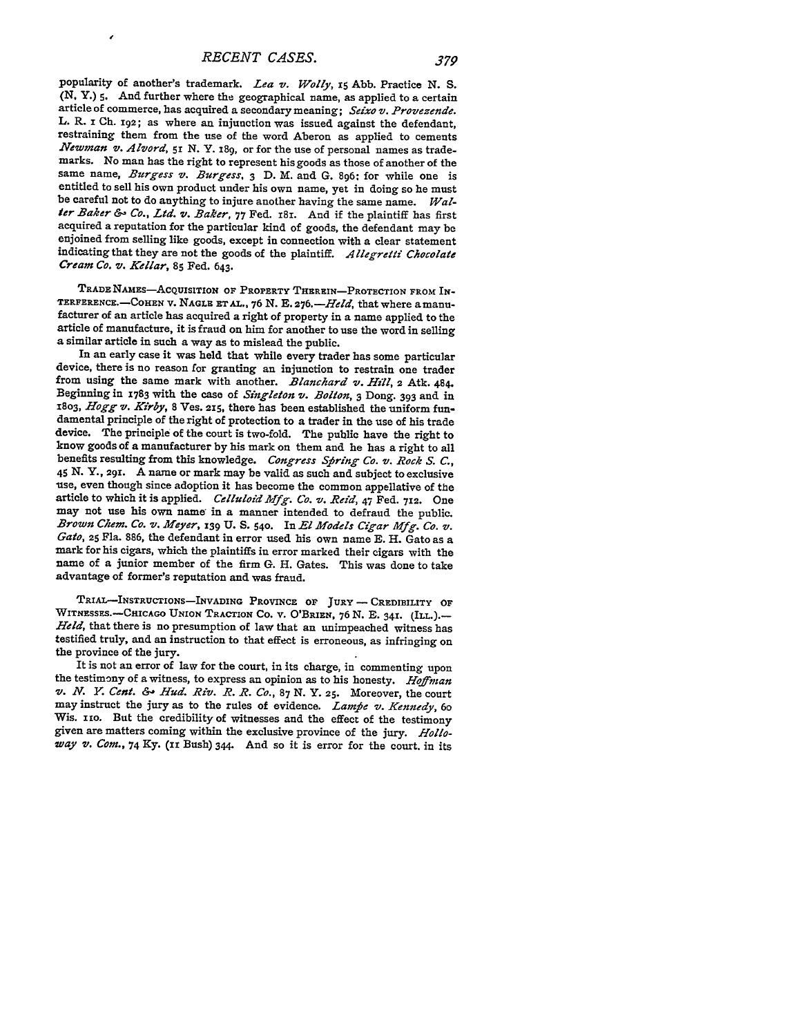popularity of another's trademark. *Lea v. Wolly*, 15 Abb. Practice N. S. (N. Y.) 5. And further where the geographical name, as applied to a certain article of commerce, has acquired a secondary meaning; *Seixo v. Provezende.* L. R. 1 Ch. 192; as where an injunction was issued against the defendant, restraining them from the use of the word Aberon as applied to cements *Newman v. Alvord*, 51 N. Y. 189, or for the use of personal names as trademarks. No man has the right to represent his goods as those of another of the same name, *Burgess v. Burgess*, 3 D. M. and G. 896; for while one is entitled to sell his own product under his own name, yet in doing so he must be careful not to do anything to injure another having the same name. *Walter Baker & Co., Ltd. v. Baker*, 77 Fed. 181. And if the plaintiff has first acquired a reputation for the particular kind of goods, the defendant may be enjoined from selling like goods, except in connection with a clear statement indicating that they are not the goods of the plaintiff. *Allegretti Chocolate Cream Co. v. Kellar*, 85 Fed. 643.

TRADE NAMES—ACQUISITION OF PROPERTY THEREIN—PROTECTION FROM INTERFERENCE.—COHEN V. NAGLE ET AL., 76 N. E. 276.—*Held*, that where a manufacturer of an article has acquired a right of property in a name applied to the article of manufacture, it is fraud on him for another to use the word in selling a similar article in such a way as to mislead the public.

In an early case it was held that while every trader has some particular device, there is no reason for granting an injunction to restrain one trader from using the same mark with another. *Blanchard v. Hill*, 2 Atk. 484. Beginning in 1783 with the case of *Singleton v. Bolton*, 3 Doug. 393 and in 1803, *Hogg v. Kirby*, 8 Ves. 215, there has been established the uniform fundamental principle of the right of protection to a trader in the use of his trade device. The principle of the court is two-fold. The public have the right to know goods of a manufacturer by his mark on them and he has a right to all benefits resulting from this knowledge. *Congress Spring Co. v. Rock S. C.*, 45 N. Y., 291. A name or mark may be valid as such and subject to exclusive use, even though since adoption it has become the common appellative of the article to which it is applied. *Celluloid Mfg. Co. v. Reid*, 47 Fed. 712. One may not use his own name in a manner intended to defraud the public. *Brown Chem. Co. v. Meyer*, 139 U. S. 540. In *El Models Cigar Mfg. Co. v. Gato*, 25 Fla. 886, the defendant in error used his own name E. H. Gato as a mark for his cigars, which the plaintiffs in error marked their cigars with the name of a junior member of the firm G. H. Gates. This was done to take advantage of former's reputation and was fraud.

TRIAL—INSTRUCTIONS—INVADING PROVINCE OF JURY — CREDIBILITY OF WITNESSES.—CHICAGO UNION TRACTION CO. V. O'BRIEN, 76 N. E. 341. (ILL.).—*Held*, that there is no presumption of law that an unimpeached witness has testified truly, and an instruction to that effect is erroneous, as infringing on the province of the jury.

It is not an error of law for the court, in its charge, in commenting upon the testimony of a witness, to express an opinion as to his honesty. *Hoffman v. N. Y. Cent. & Hud. Riv. R. R. Co.*, 87 N. Y. 25. Moreover, the court may instruct the jury as to the rules of evidence. *Lampe v. Kennedy*, 60 Wis. 110. But the credibility of witnesses and the effect of the testimony given are matters coming within the exclusive province of the jury. *Holloway v. Com.*, 74 Ky. (11 Bush) 344. And so it is error for the court. in its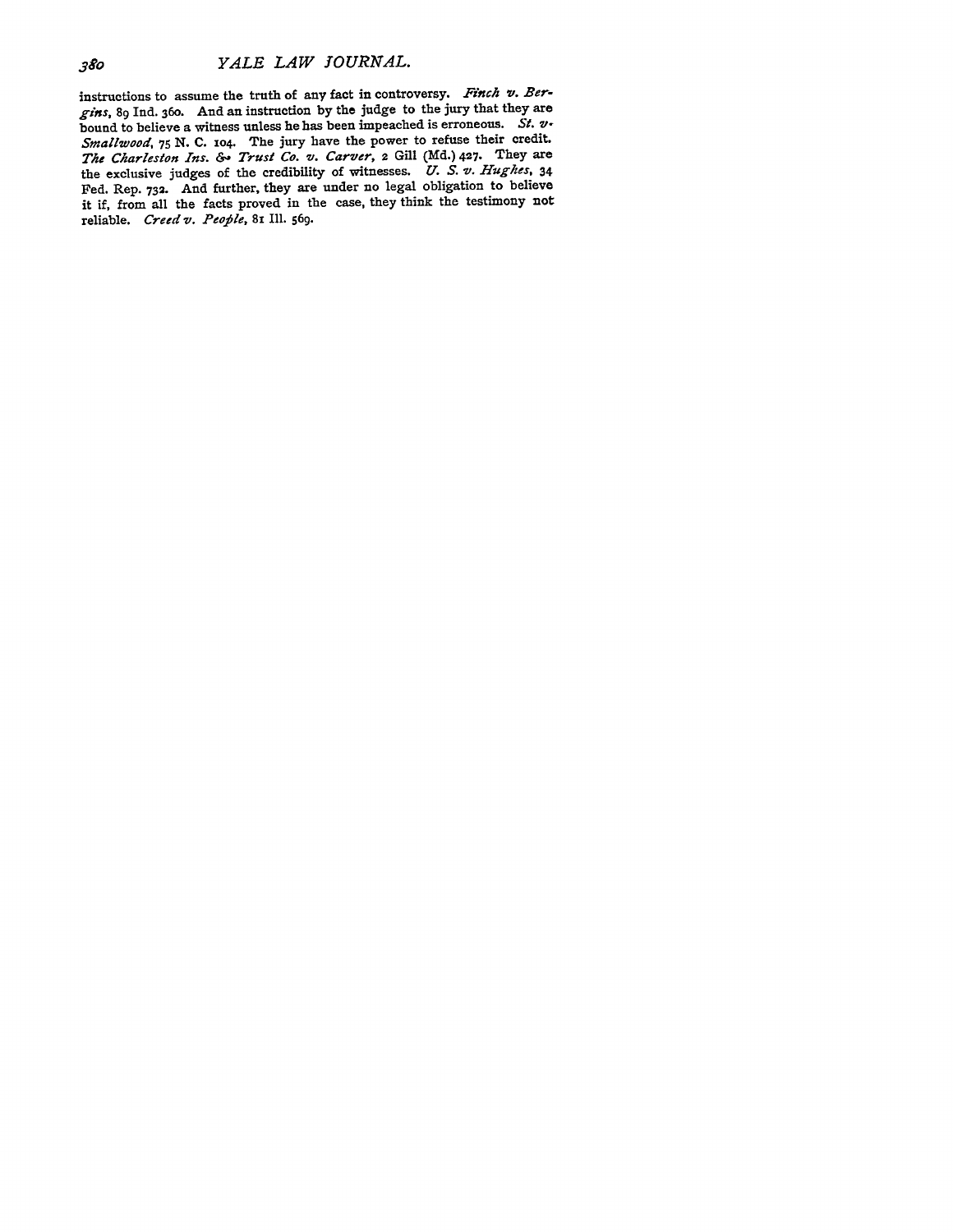instructions to assume the truth of any fact in controversy. *Finch v. Bergins*, 89 Ind. 360. And an instruction by the judge to the jury that they are bound to believe a witness unless he has been impeached is erroneous. *St. v. Smallwood*, 75 N. C. 104. The jury have the power to refuse their credit. *The Charleston Ins. & Trust Co. v. Carver*, 2 Gill (Md.) 427. They are the exclusive judges of the credibility of witnesses. *U. S. v. Hughes*, 34 Fed. Rep. 732. And further, they are under no legal obligation to believe it if, from all the facts proved in the case, they think the testimony not reliable. *Creed v. People*, 81 Ill. 569.